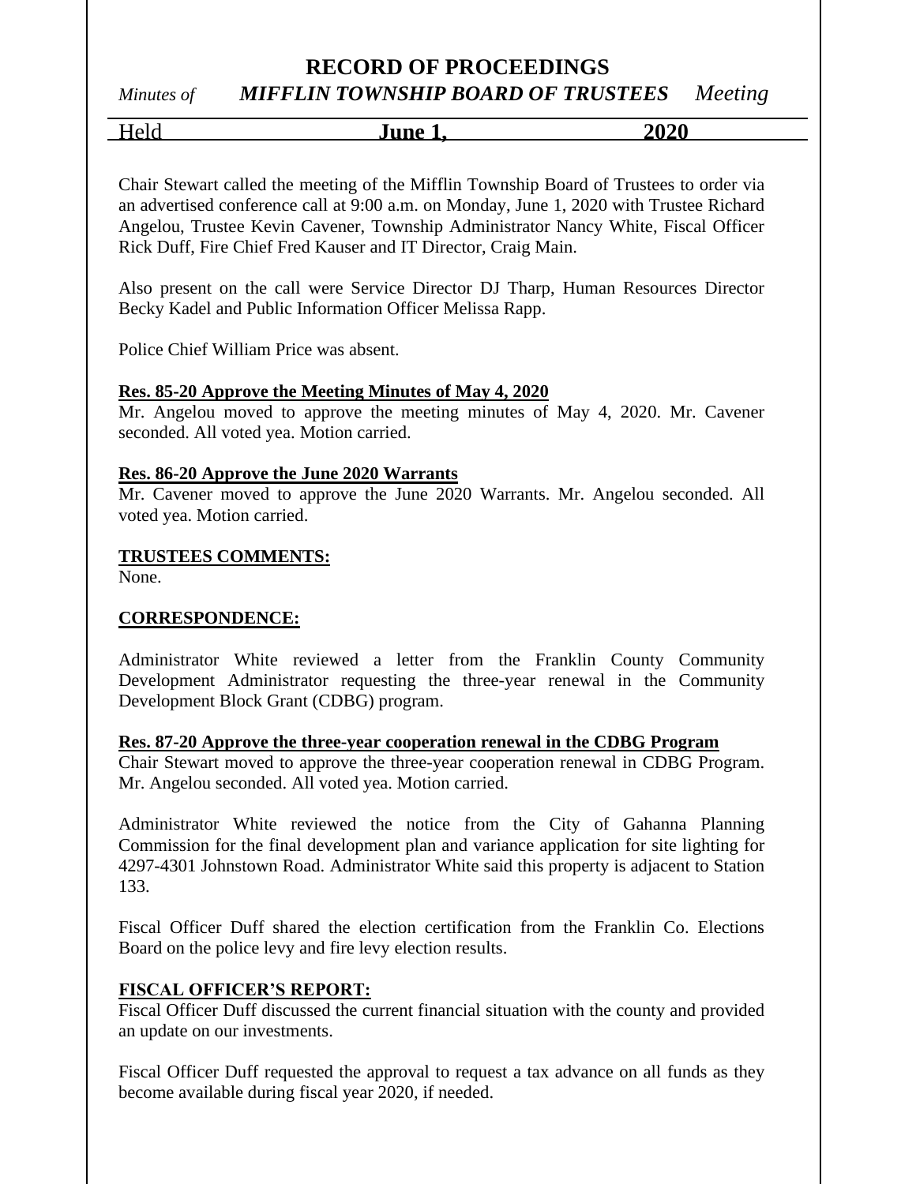# RECORD OF PROCEEDINGS

*Minutes of* ***MIFFLIN TOWNSHIP BOARD OF TRUSTEES*** *Meeting*

Held **June 1, 2020**

Chair Stewart called the meeting of the Mifflin Township Board of Trustees to order via an advertised conference call at 9:00 a.m. on Monday, June 1, 2020 with Trustee Richard Angelou, Trustee Kevin Cavener, Township Administrator Nancy White, Fiscal Officer Rick Duff, Fire Chief Fred Kauser and IT Director, Craig Main.

Also present on the call were Service Director DJ Tharp, Human Resources Director Becky Kadel and Public Information Officer Melissa Rapp.

Police Chief William Price was absent.

**Res. 85-20 Approve the Meeting Minutes of May 4, 2020**

Mr. Angelou moved to approve the meeting minutes of May 4, 2020. Mr. Cavener seconded. All voted yea. Motion carried.

**Res. 86-20 Approve the June 2020 Warrants**

Mr. Cavener moved to approve the June 2020 Warrants. Mr. Angelou seconded. All voted yea. Motion carried.

**TRUSTEES COMMENTS:**

None.

**CORRESPONDENCE:**

Administrator White reviewed a letter from the Franklin County Community Development Administrator requesting the three-year renewal in the Community Development Block Grant (CDBG) program.

**Res. 87-20 Approve the three-year cooperation renewal in the CDBG Program**

Chair Stewart moved to approve the three-year cooperation renewal in CDBG Program. Mr. Angelou seconded. All voted yea. Motion carried.

Administrator White reviewed the notice from the City of Gahanna Planning Commission for the final development plan and variance application for site lighting for 4297-4301 Johnstown Road. Administrator White said this property is adjacent to Station 133.

Fiscal Officer Duff shared the election certification from the Franklin Co. Elections Board on the police levy and fire levy election results.

**FISCAL OFFICER'S REPORT:**

Fiscal Officer Duff discussed the current financial situation with the county and provided an update on our investments.

Fiscal Officer Duff requested the approval to request a tax advance on all funds as they become available during fiscal year 2020, if needed.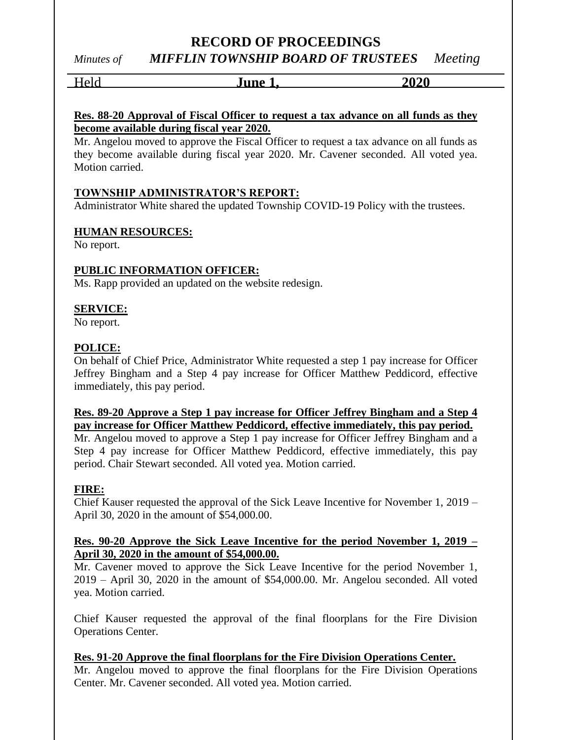**Res. 88-20 Approval of Fiscal Officer to request a tax advance on all funds as they become available during fiscal year 2020.**

Mr. Angelou moved to approve the Fiscal Officer to request a tax advance on all funds as they become available during fiscal year 2020. Mr. Cavener seconded. All voted yea. Motion carried.

**TOWNSHIP ADMINISTRATOR'S REPORT:**

Administrator White shared the updated Township COVID-19 Policy with the trustees.

**HUMAN RESOURCES:**

No report.

**PUBLIC INFORMATION OFFICER:**

Ms. Rapp provided an updated on the website redesign.

**SERVICE:**

No report.

**POLICE:**

On behalf of Chief Price, Administrator White requested a step 1 pay increase for Officer Jeffrey Bingham and a Step 4 pay increase for Officer Matthew Peddicord, effective immediately, this pay period.

**Res. 89-20 Approve a Step 1 pay increase for Officer Jeffrey Bingham and a Step 4 pay increase for Officer Matthew Peddicord, effective immediately, this pay period.**

Mr. Angelou moved to approve a Step 1 pay increase for Officer Jeffrey Bingham and a Step 4 pay increase for Officer Matthew Peddicord, effective immediately, this pay period. Chair Stewart seconded. All voted yea. Motion carried.

**FIRE:**

Chief Kauser requested the approval of the Sick Leave Incentive for November 1, 2019 – April 30, 2020 in the amount of $54,000.00.

**Res. 90-20 Approve the Sick Leave Incentive for the period November 1, 2019 – April 30, 2020 in the amount of $54,000.00.**

Mr. Cavener moved to approve the Sick Leave Incentive for the period November 1, 2019 – April 30, 2020 in the amount of $54,000.00. Mr. Angelou seconded. All voted yea. Motion carried.

Chief Kauser requested the approval of the final floorplans for the Fire Division Operations Center.

**Res. 91-20 Approve the final floorplans for the Fire Division Operations Center.**

Mr. Angelou moved to approve the final floorplans for the Fire Division Operations Center. Mr. Cavener seconded. All voted yea. Motion carried.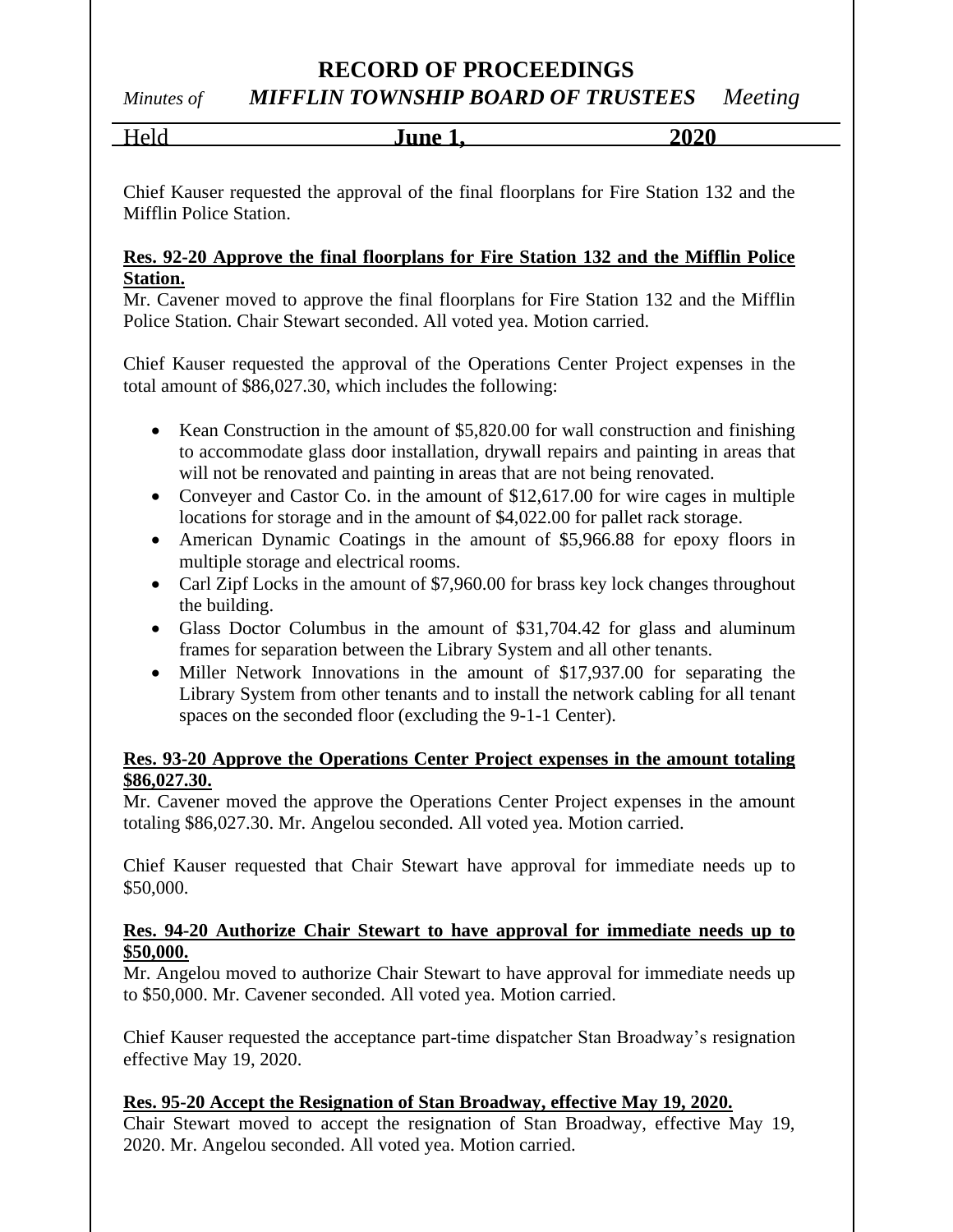Chief Kauser requested the approval of the final floorplans for Fire Station 132 and the Mifflin Police Station.

**Res. 92-20 Approve the final floorplans for Fire Station 132 and the Mifflin Police Station.**
Mr. Cavener moved to approve the final floorplans for Fire Station 132 and the Mifflin Police Station. Chair Stewart seconded. All voted yea. Motion carried.

Chief Kauser requested the approval of the Operations Center Project expenses in the total amount of $86,027.30, which includes the following:

- Kean Construction in the amount of $5,820.00 for wall construction and finishing to accommodate glass door installation, drywall repairs and painting in areas that will not be renovated and painting in areas that are not being renovated.
- Conveyer and Castor Co. in the amount of $12,617.00 for wire cages in multiple locations for storage and in the amount of $4,022.00 for pallet rack storage.
- American Dynamic Coatings in the amount of $5,966.88 for epoxy floors in multiple storage and electrical rooms.
- Carl Zipf Locks in the amount of $7,960.00 for brass key lock changes throughout the building.
- Glass Doctor Columbus in the amount of $31,704.42 for glass and aluminum frames for separation between the Library System and all other tenants.
- Miller Network Innovations in the amount of $17,937.00 for separating the Library System from other tenants and to install the network cabling for all tenant spaces on the seconded floor (excluding the 9-1-1 Center).

**Res. 93-20 Approve the Operations Center Project expenses in the amount totaling $86,027.30.**
Mr. Cavener moved the approve the Operations Center Project expenses in the amount totaling $86,027.30. Mr. Angelou seconded. All voted yea. Motion carried.

Chief Kauser requested that Chair Stewart have approval for immediate needs up to $50,000.

**Res. 94-20 Authorize Chair Stewart to have approval for immediate needs up to $50,000.**
Mr. Angelou moved to authorize Chair Stewart to have approval for immediate needs up to $50,000. Mr. Cavener seconded. All voted yea. Motion carried.

Chief Kauser requested the acceptance part-time dispatcher Stan Broadway's resignation effective May 19, 2020.

**Res. 95-20 Accept the Resignation of Stan Broadway, effective May 19, 2020.**
Chair Stewart moved to accept the resignation of Stan Broadway, effective May 19, 2020. Mr. Angelou seconded. All voted yea. Motion carried.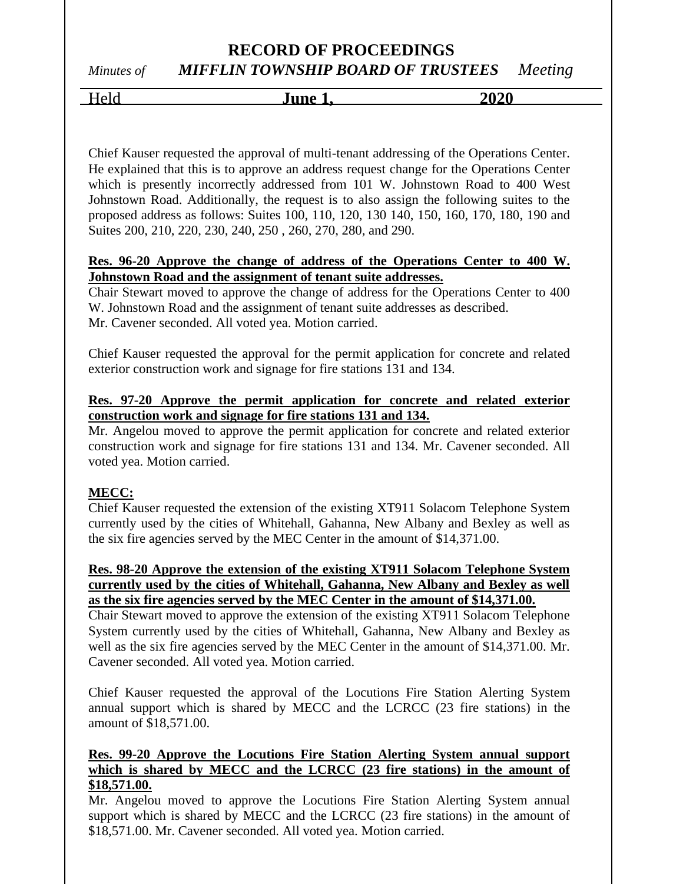Chief Kauser requested the approval of multi-tenant addressing of the Operations Center. He explained that this is to approve an address request change for the Operations Center which is presently incorrectly addressed from 101 W. Johnstown Road to 400 West Johnstown Road. Additionally, the request is to also assign the following suites to the proposed address as follows: Suites 100, 110, 120, 130 140, 150, 160, 170, 180, 190 and Suites 200, 210, 220, 230, 240, 250 , 260, 270, 280, and 290.

**Res. 96-20 Approve the change of address of the Operations Center to 400 W. Johnstown Road and the assignment of tenant suite addresses.**

Chair Stewart moved to approve the change of address for the Operations Center to 400 W. Johnstown Road and the assignment of tenant suite addresses as described. Mr. Cavener seconded. All voted yea. Motion carried.

Chief Kauser requested the approval for the permit application for concrete and related exterior construction work and signage for fire stations 131 and 134.

**Res. 97-20 Approve the permit application for concrete and related exterior construction work and signage for fire stations 131 and 134.**

Mr. Angelou moved to approve the permit application for concrete and related exterior construction work and signage for fire stations 131 and 134. Mr. Cavener seconded. All voted yea. Motion carried.

**MECC:**

Chief Kauser requested the extension of the existing XT911 Solacom Telephone System currently used by the cities of Whitehall, Gahanna, New Albany and Bexley as well as the six fire agencies served by the MEC Center in the amount of $14,371.00.

**Res. 98-20 Approve the extension of the existing XT911 Solacom Telephone System currently used by the cities of Whitehall, Gahanna, New Albany and Bexley as well as the six fire agencies served by the MEC Center in the amount of $14,371.00.**

Chair Stewart moved to approve the extension of the existing XT911 Solacom Telephone System currently used by the cities of Whitehall, Gahanna, New Albany and Bexley as well as the six fire agencies served by the MEC Center in the amount of $14,371.00. Mr. Cavener seconded. All voted yea. Motion carried.

Chief Kauser requested the approval of the Locutions Fire Station Alerting System annual support which is shared by MECC and the LCRCC (23 fire stations) in the amount of $18,571.00.

**Res. 99-20 Approve the Locutions Fire Station Alerting System annual support which is shared by MECC and the LCRCC (23 fire stations) in the amount of $18,571.00.**

Mr. Angelou moved to approve the Locutions Fire Station Alerting System annual support which is shared by MECC and the LCRCC (23 fire stations) in the amount of $18,571.00. Mr. Cavener seconded. All voted yea. Motion carried.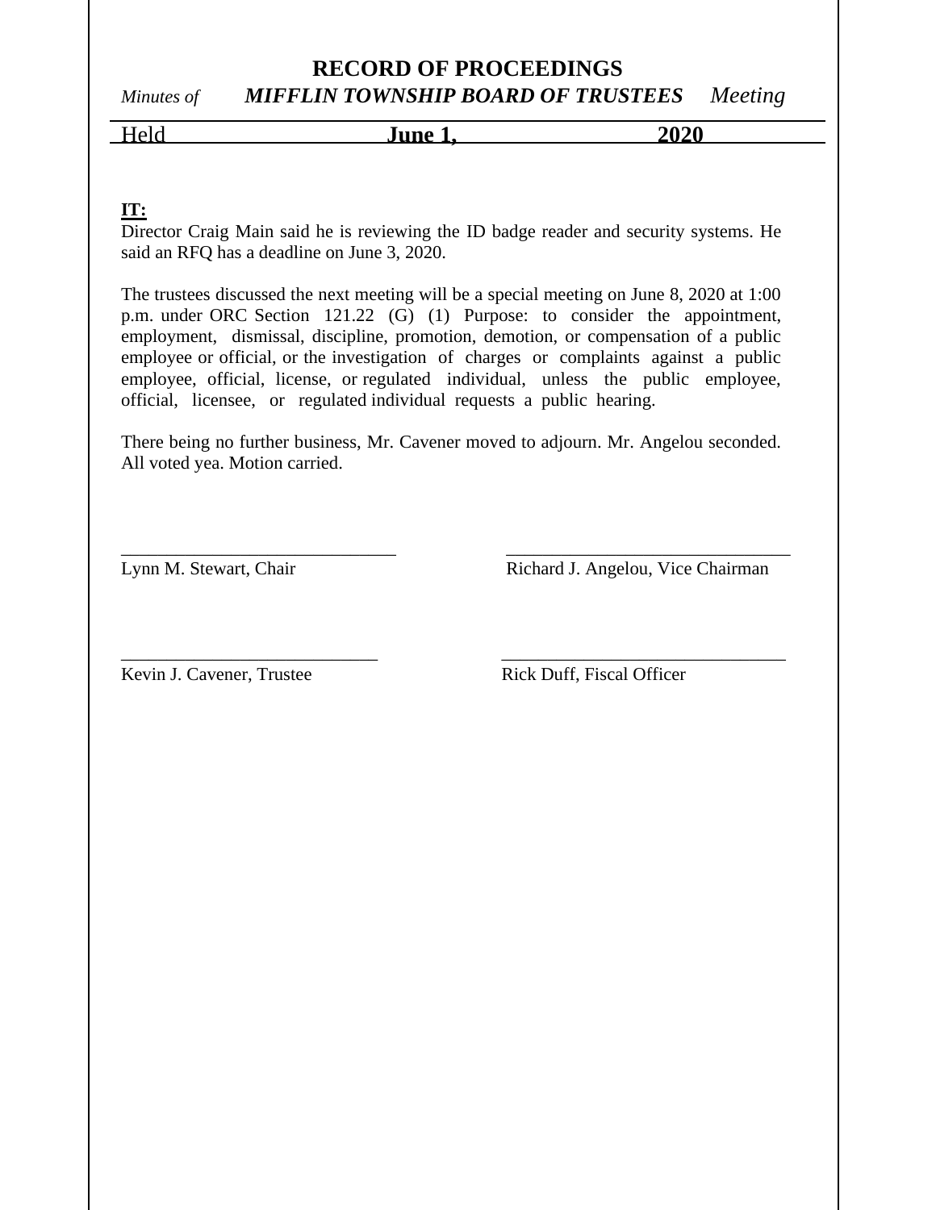**IT:**
Director Craig Main said he is reviewing the ID badge reader and security systems. He said an RFQ has a deadline on June 3, 2020.

The trustees discussed the next meeting will be a special meeting on June 8, 2020 at 1:00 p.m. under ORC Section 121.22 (G) (1) Purpose: to consider the appointment, employment, dismissal, discipline, promotion, demotion, or compensation of a public employee or official, or the investigation of charges or complaints against a public employee, official, license, or regulated individual, unless the public employee, official, licensee, or regulated individual requests a public hearing.

There being no further business, Mr. Cavener moved to adjourn. Mr. Angelou seconded. All voted yea. Motion carried.

______________________________
Lynn M. Stewart, Chair

______________________________
Richard J. Angelou, Vice Chairman

______________________________
Kevin J. Cavener, Trustee

______________________________
Rick Duff, Fiscal Officer